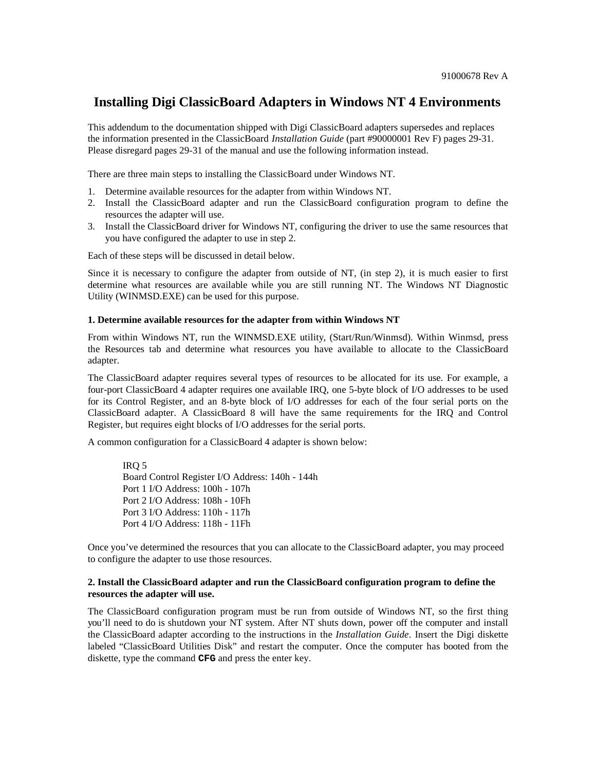91000678 Rev A

# Installing Digi ClassicBoard Adapters in Windows NT 4 Environments

This addendum to the documentation shipped with Digi ClassicBoard adapters supersedes and replaces the information presented in the ClassicBoard *Installation Guide* (part #90000001 Rev F) pages 29-31. Please disregard pages 29-31 of the manual and use the following information instead.

There are three main steps to installing the ClassicBoard under Windows NT.

1. Determine available resources for the adapter from within Windows NT.
2. Install the ClassicBoard adapter and run the ClassicBoard configuration program to define the resources the adapter will use.
3. Install the ClassicBoard driver for Windows NT, configuring the driver to use the same resources that you have configured the adapter to use in step 2.

Each of these steps will be discussed in detail below.

Since it is necessary to configure the adapter from outside of NT, (in step 2), it is much easier to first determine what resources are available while you are still running NT. The Windows NT Diagnostic Utility (WINMSD.EXE) can be used for this purpose.

### 1. Determine available resources for the adapter from within Windows NT

From within Windows NT, run the WINMSD.EXE utility, (Start/Run/Winmsd). Within Winmsd, press the Resources tab and determine what resources you have available to allocate to the ClassicBoard adapter.

The ClassicBoard adapter requires several types of resources to be allocated for its use. For example, a four-port ClassicBoard 4 adapter requires one available IRQ, one 5-byte block of I/O addresses to be used for its Control Register, and an 8-byte block of I/O addresses for each of the four serial ports on the ClassicBoard adapter. A ClassicBoard 8 will have the same requirements for the IRQ and Control Register, but requires eight blocks of I/O addresses for the serial ports.

A common configuration for a ClassicBoard 4 adapter is shown below:

> IRQ 5
> Board Control Register I/O Address: 140h - 144h
> Port 1 I/O Address: 100h - 107h
> Port 2 I/O Address: 108h - 10Fh
> Port 3 I/O Address: 110h - 117h
> Port 4 I/O Address: 118h - 11Fh

Once you've determined the resources that you can allocate to the ClassicBoard adapter, you may proceed to configure the adapter to use those resources.

### 2. Install the ClassicBoard adapter and run the ClassicBoard configuration program to define the resources the adapter will use.

The ClassicBoard configuration program must be run from outside of Windows NT, so the first thing you'll need to do is shutdown your NT system. After NT shuts down, power off the computer and install the ClassicBoard adapter according to the instructions in the *Installation Guide*. Insert the Digi diskette labeled "ClassicBoard Utilities Disk" and restart the computer. Once the computer has booted from the diskette, type the command **`CFG`** and press the enter key.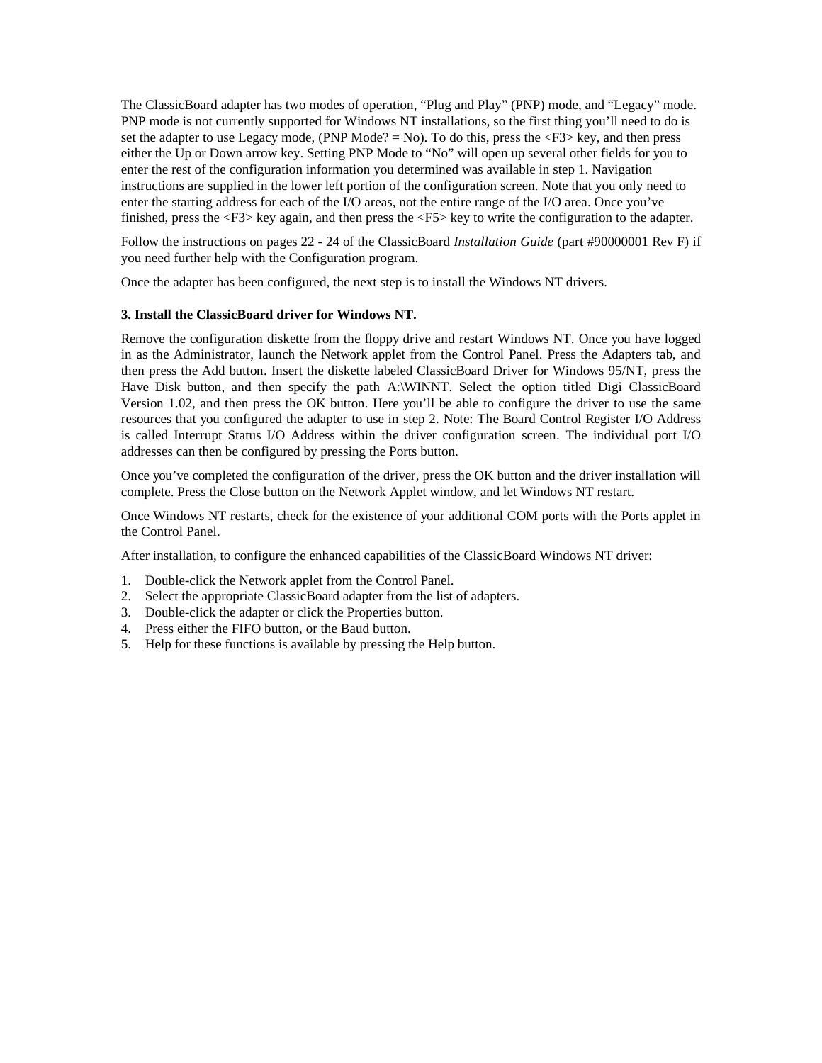The ClassicBoard adapter has two modes of operation, “Plug and Play” (PNP) mode, and “Legacy” mode. PNP mode is not currently supported for Windows NT installations, so the first thing you’ll need to do is set the adapter to use Legacy mode, (PNP Mode? = No). To do this, press the <F3> key, and then press either the Up or Down arrow key. Setting PNP Mode to “No” will open up several other fields for you to enter the rest of the configuration information you determined was available in step 1. Navigation instructions are supplied in the lower left portion of the configuration screen. Note that you only need to enter the starting address for each of the I/O areas, not the entire range of the I/O area. Once you’ve finished, press the <F3> key again, and then press the <F5> key to write the configuration to the adapter.

Follow the instructions on pages 22 - 24 of the ClassicBoard *Installation Guide* (part #90000001 Rev F) if you need further help with the Configuration program.

Once the adapter has been configured, the next step is to install the Windows NT drivers.

**3. Install the ClassicBoard driver for Windows NT.**

Remove the configuration diskette from the floppy drive and restart Windows NT. Once you have logged in as the Administrator, launch the Network applet from the Control Panel. Press the Adapters tab, and then press the Add button. Insert the diskette labeled ClassicBoard Driver for Windows 95/NT, press the Have Disk button, and then specify the path A:\WINNT. Select the option titled Digi ClassicBoard Version 1.02, and then press the OK button. Here you’ll be able to configure the driver to use the same resources that you configured the adapter to use in step 2. Note: The Board Control Register I/O Address is called Interrupt Status I/O Address within the driver configuration screen. The individual port I/O addresses can then be configured by pressing the Ports button.

Once you’ve completed the configuration of the driver, press the OK button and the driver installation will complete. Press the Close button on the Network Applet window, and let Windows NT restart.

Once Windows NT restarts, check for the existence of your additional COM ports with the Ports applet in the Control Panel.

After installation, to configure the enhanced capabilities of the ClassicBoard Windows NT driver:

1. Double-click the Network applet from the Control Panel.
2. Select the appropriate ClassicBoard adapter from the list of adapters.
3. Double-click the adapter or click the Properties button.
4. Press either the FIFO button, or the Baud button.
5. Help for these functions is available by pressing the Help button.